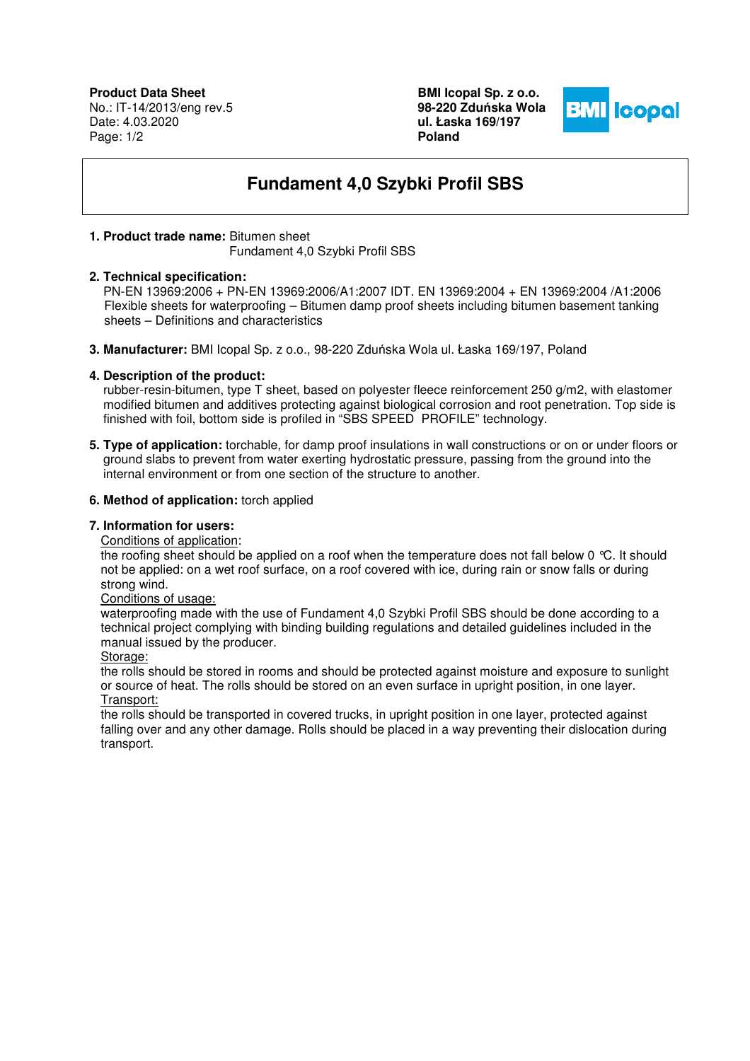**Product Data Sheet**
No.: IT-14/2013/eng rev.5
Date: 4.03.2020

**BMI Icopal Sp. z o.o.**
**98-220 Zduńska Wola**
**ul. Łaska 169/197**
**Poland**

# Fundament 4,0 Szybki Profil SBS

1. **Product trade name:** Bitumen sheet
   Fundament 4,0 Szybki Profil SBS

2. **Technical specification:**
   PN-EN 13969:2006 + PN-EN 13969:2006/A1:2007 IDT. EN 13969:2004 + EN 13969:2004 /A1:2006
   Flexible sheets for waterproofing – Bitumen damp proof sheets including bitumen basement tanking sheets – Definitions and characteristics

3. **Manufacturer:** BMI Icopal Sp. z o.o., 98-220 Zduńska Wola ul. Łaska 169/197, Poland

4. **Description of the product:**
   rubber-resin-bitumen, type T sheet, based on polyester fleece reinforcement 250 g/m2, with elastomer modified bitumen and additives protecting against biological corrosion and root penetration. Top side is finished with foil, bottom side is profiled in "SBS SPEED PROFILE" technology.

5. **Type of application:** torchable, for damp proof insulations in wall constructions or on or under floors or ground slabs to prevent from water exerting hydrostatic pressure, passing from the ground into the internal environment or from one section of the structure to another.

6. **Method of application:** torch applied

7. **Information for users:**

   Conditions of application:
   the roofing sheet should be applied on a roof when the temperature does not fall below 0 ℃. It should not be applied: on a wet roof surface, on a roof covered with ice, during rain or snow falls or during strong wind.

   Conditions of usage:
   waterproofing made with the use of Fundament 4,0 Szybki Profil SBS should be done according to a technical project complying with binding building regulations and detailed guidelines included in the manual issued by the producer.

   Storage:
   the rolls should be stored in rooms and should be protected against moisture and exposure to sunlight or source of heat. The rolls should be stored on an even surface in upright position, in one layer.

   Transport:
   the rolls should be transported in covered trucks, in upright position in one layer, protected against falling over and any other damage. Rolls should be placed in a way preventing their dislocation during transport.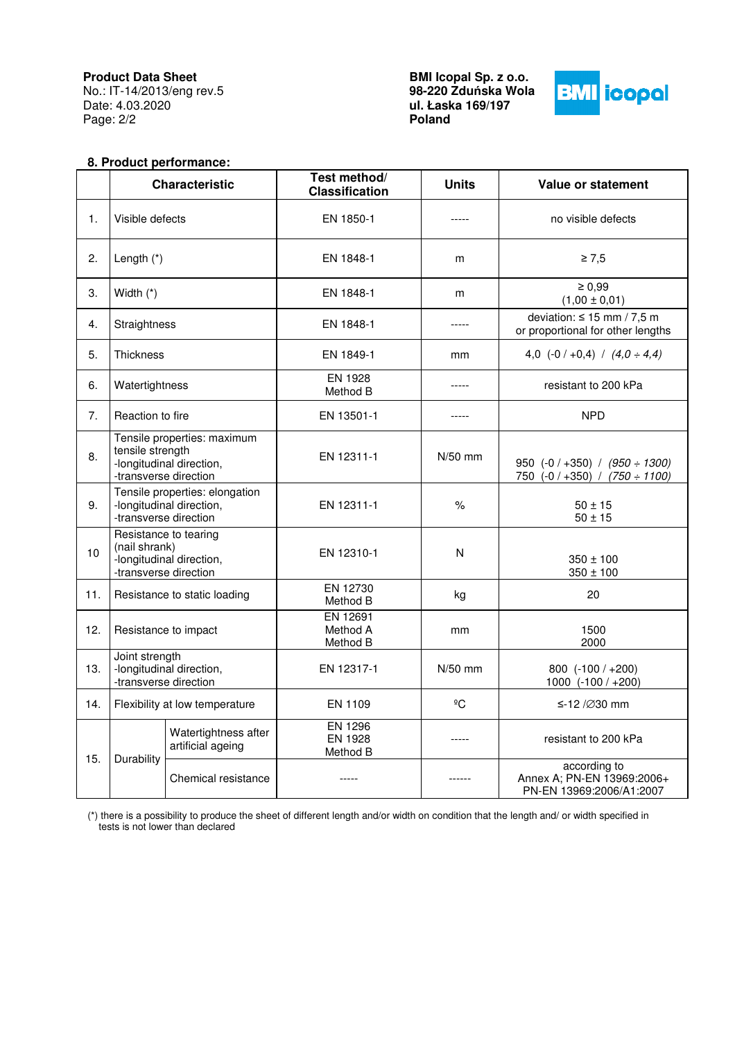**Product Data Sheet**
No.: IT-14/2013/eng rev.5
Date: 4.03.2020
Page: 2/2

**BMI Icopal Sp. z o.o.**
**98-220 Zduńska Wola**
**ul. Łaska 169/197**
**Poland**

### 8. Product performance:

| | Characteristic | | Test method/ Classification | Units | Value or statement |
|---|---|---|---|---|---|
| 1. | Visible defects | | EN 1850-1 | ----- | no visible defects |
| 2. | Length (*) | | EN 1848-1 | m | ≥ 7,5 |
| 3. | Width (*) | | EN 1848-1 | m | ≥ 0,99 (1,00 ± 0,01) |
| 4. | Straightness | | EN 1848-1 | ----- | deviation: ≤ 15 mm / 7,5 m or proportional for other lengths |
| 5. | Thickness | | EN 1849-1 | mm | 4,0 (-0 / +0,4) / *(4,0 ÷ 4,4)* |
| 6. | Watertightness | | EN 1928 Method B | ----- | resistant to 200 kPa |
| 7. | Reaction to fire | | EN 13501-1 | ----- | NPD |
| 8. | Tensile properties: maximum tensile strength -longitudinal direction, -transverse direction | | EN 12311-1 | N/50 mm | 950 (-0 / +350) / *(950 ÷ 1300)* 750 (-0 / +350) / *(750 ÷ 1100)* |
| 9. | Tensile properties: elongation -longitudinal direction, -transverse direction | | EN 12311-1 | % | 50 ± 15 50 ± 15 |
| 10 | Resistance to tearing (nail shrank) -longitudinal direction, -transverse direction | | EN 12310-1 | N | 350 ± 100 350 ± 100 |
| 11. | Resistance to static loading | | EN 12730 Method B | kg | 20 |
| 12. | Resistance to impact | | EN 12691 Method A Method B | mm | 1500 2000 |
| 13. | Joint strength -longitudinal direction, -transverse direction | | EN 12317-1 | N/50 mm | 800 (-100 / +200) 1000 (-100 / +200) |
| 14. | Flexibility at low temperature | | EN 1109 | ºC | ≤-12 /∅30 mm |
| 15. | Durability | Watertightness after artificial ageing | EN 1296 EN 1928 Method B | ----- | resistant to 200 kPa |
| | | Chemical resistance | ----- | ------ | according to Annex A; PN-EN 13969:2006+ PN-EN 13969:2006/A1:2007 |

(*) there is a possibility to produce the sheet of different length and/or width on condition that the length and/ or width specified in tests is not lower than declared